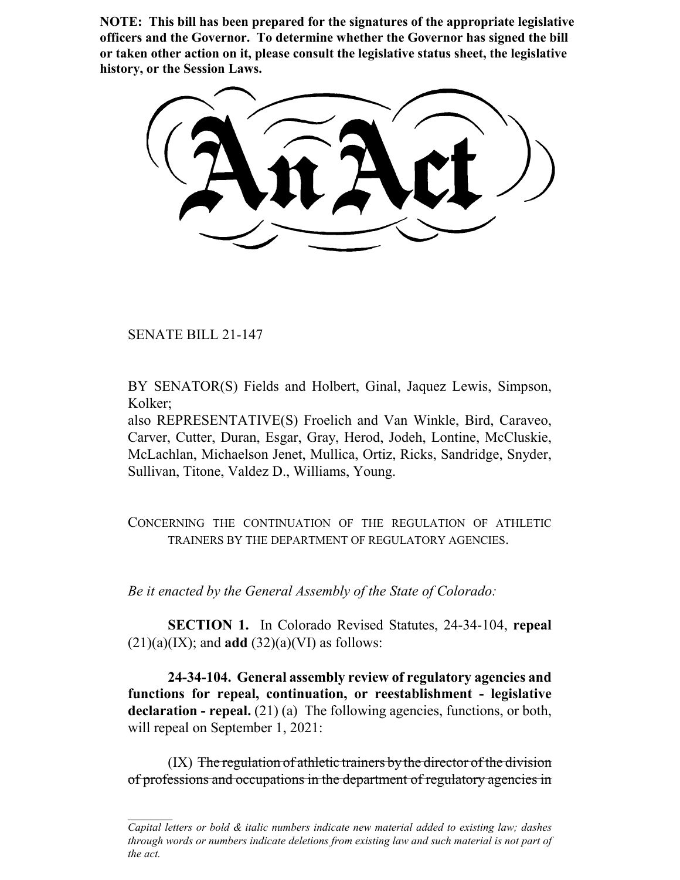**NOTE: This bill has been prepared for the signatures of the appropriate legislative officers and the Governor. To determine whether the Governor has signed the bill or taken other action on it, please consult the legislative status sheet, the legislative history, or the Session Laws.**

# An Act

SENATE BILL 21-147

BY SENATOR(S) Fields and Holbert, Ginal, Jaquez Lewis, Simpson, Kolker;
also REPRESENTATIVE(S) Froelich and Van Winkle, Bird, Caraveo, Carver, Cutter, Duran, Esgar, Gray, Herod, Jodeh, Lontine, McCluskie, McLachlan, Michaelson Jenet, Mullica, Ortiz, Ricks, Sandridge, Snyder, Sullivan, Titone, Valdez D., Williams, Young.

CONCERNING THE CONTINUATION OF THE REGULATION OF ATHLETIC TRAINERS BY THE DEPARTMENT OF REGULATORY AGENCIES.

*Be it enacted by the General Assembly of the State of Colorado:*

**SECTION 1.** In Colorado Revised Statutes, 24-34-104, **repeal** (21)(a)(IX); and **add** (32)(a)(VI) as follows:

**24-34-104. General assembly review of regulatory agencies and functions for repeal, continuation, or reestablishment - legislative declaration - repeal.** (21) (a) The following agencies, functions, or both, will repeal on September 1, 2021:

(IX) ~~The regulation of athletic trainers by the director of the division of professions and occupations in the department of regulatory agencies in~~

---

*Capital letters or bold & italic numbers indicate new material added to existing law; dashes through words or numbers indicate deletions from existing law and such material is not part of the act.*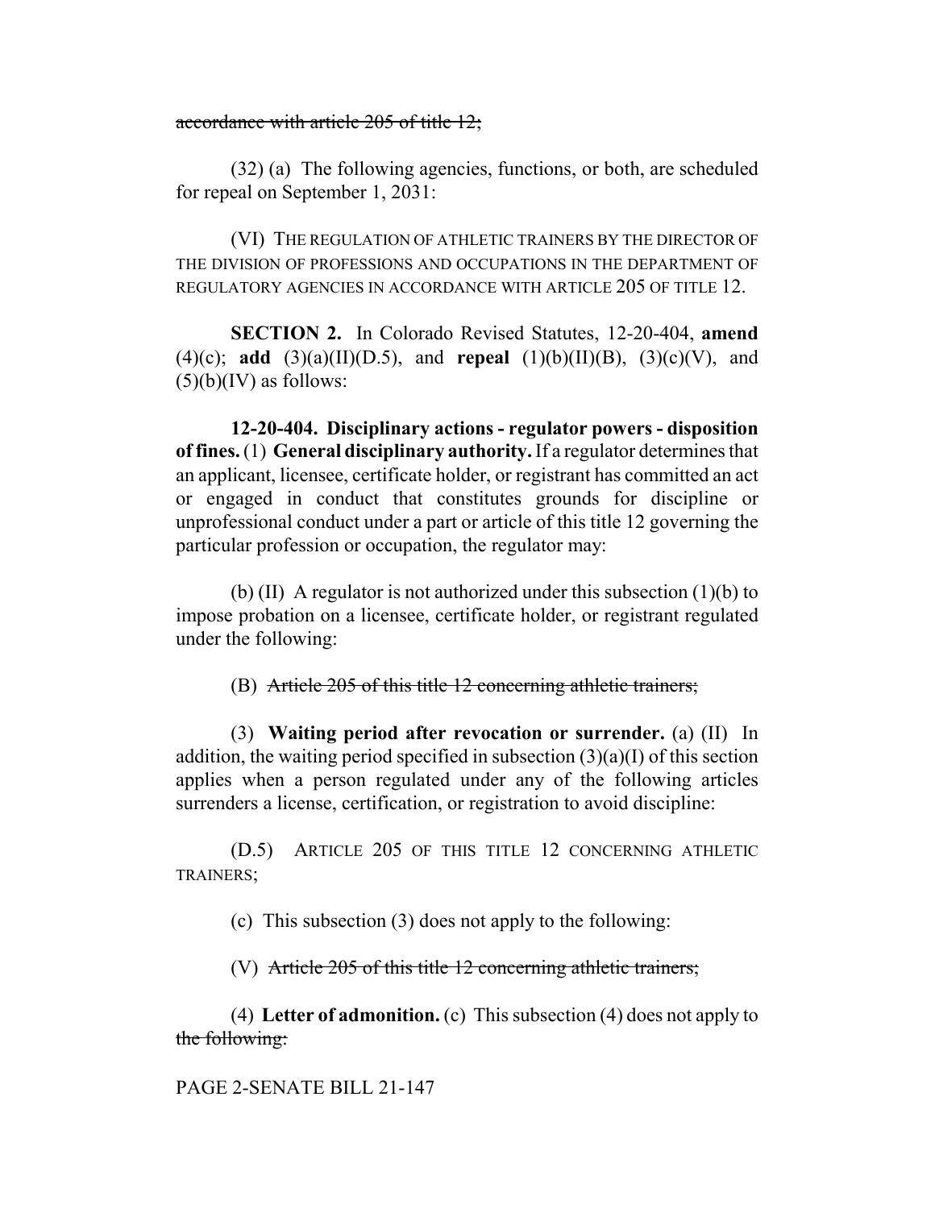~~accordance with article 205 of title 12;~~

(32) (a) The following agencies, functions, or both, are scheduled for repeal on September 1, 2031:

(VI) THE REGULATION OF ATHLETIC TRAINERS BY THE DIRECTOR OF THE DIVISION OF PROFESSIONS AND OCCUPATIONS IN THE DEPARTMENT OF REGULATORY AGENCIES IN ACCORDANCE WITH ARTICLE 205 OF TITLE 12.

**SECTION 2.** In Colorado Revised Statutes, 12-20-404, **amend** (4)(c); **add** (3)(a)(II)(D.5), and **repeal** (1)(b)(II)(B), (3)(c)(V), and (5)(b)(IV) as follows:

**12-20-404. Disciplinary actions - regulator powers - disposition of fines.** (1) **General disciplinary authority.** If a regulator determines that an applicant, licensee, certificate holder, or registrant has committed an act or engaged in conduct that constitutes grounds for discipline or unprofessional conduct under a part or article of this title 12 governing the particular profession or occupation, the regulator may:

(b) (II) A regulator is not authorized under this subsection (1)(b) to impose probation on a licensee, certificate holder, or registrant regulated under the following:

(B) ~~Article 205 of this title 12 concerning athletic trainers;~~

(3) **Waiting period after revocation or surrender.** (a) (II) In addition, the waiting period specified in subsection (3)(a)(I) of this section applies when a person regulated under any of the following articles surrenders a license, certification, or registration to avoid discipline:

(D.5) ARTICLE 205 OF THIS TITLE 12 CONCERNING ATHLETIC TRAINERS;

(c) This subsection (3) does not apply to the following:

(V) ~~Article 205 of this title 12 concerning athletic trainers;~~

(4) **Letter of admonition.** (c) This subsection (4) does not apply to ~~the following:~~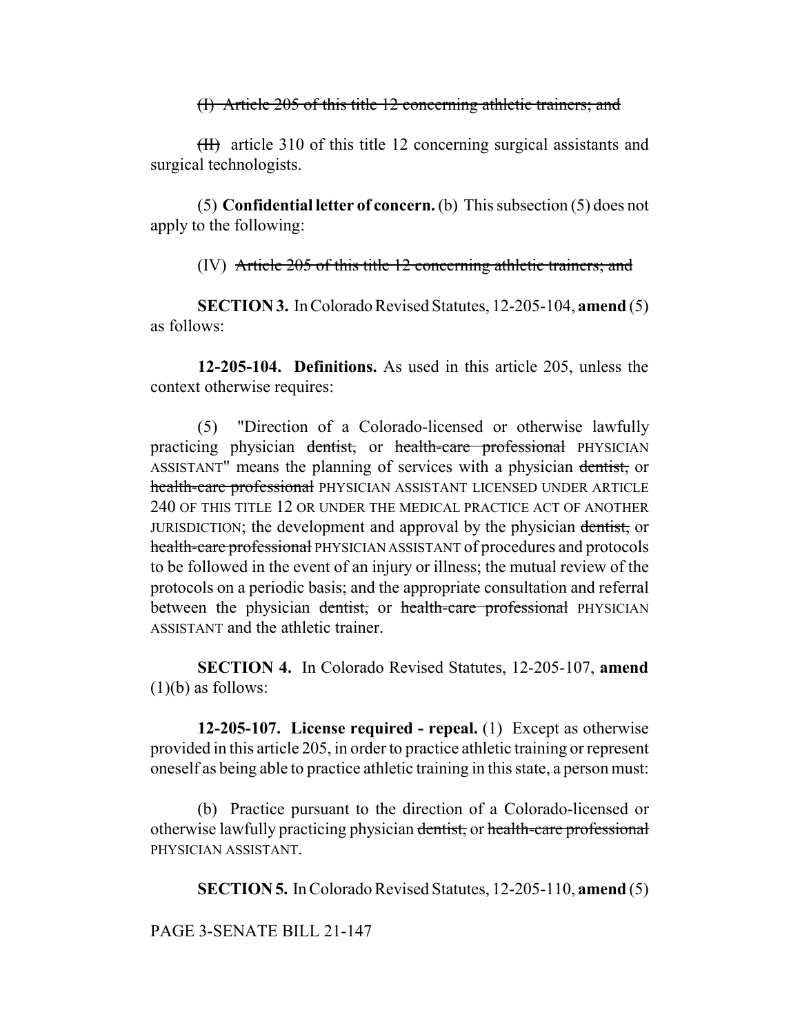~~(I) Article 205 of this title 12 concerning athletic trainers; and~~

~~(II)~~ article 310 of this title 12 concerning surgical assistants and surgical technologists.

(5) **Confidential letter of concern.** (b) This subsection (5) does not apply to the following:

(IV) ~~Article 205 of this title 12 concerning athletic trainers; and~~

**SECTION 3.** In Colorado Revised Statutes, 12-205-104, **amend** (5) as follows:

**12-205-104. Definitions.** As used in this article 205, unless the context otherwise requires:

(5) "Direction of a Colorado-licensed or otherwise lawfully practicing physician ~~dentist,~~ or ~~health-care professional~~ PHYSICIAN ASSISTANT" means the planning of services with a physician ~~dentist,~~ or ~~health-care professional~~ PHYSICIAN ASSISTANT LICENSED UNDER ARTICLE 240 OF THIS TITLE 12 OR UNDER THE MEDICAL PRACTICE ACT OF ANOTHER JURISDICTION; the development and approval by the physician ~~dentist,~~ or ~~health-care professional~~ PHYSICIAN ASSISTANT of procedures and protocols to be followed in the event of an injury or illness; the mutual review of the protocols on a periodic basis; and the appropriate consultation and referral between the physician ~~dentist,~~ or ~~health-care professional~~ PHYSICIAN ASSISTANT and the athletic trainer.

**SECTION 4.** In Colorado Revised Statutes, 12-205-107, **amend** (1)(b) as follows:

**12-205-107. License required - repeal.** (1) Except as otherwise provided in this article 205, in order to practice athletic training or represent oneself as being able to practice athletic training in this state, a person must:

(b) Practice pursuant to the direction of a Colorado-licensed or otherwise lawfully practicing physician ~~dentist,~~ or ~~health-care professional~~ PHYSICIAN ASSISTANT.

**SECTION 5.** In Colorado Revised Statutes, 12-205-110, **amend** (5)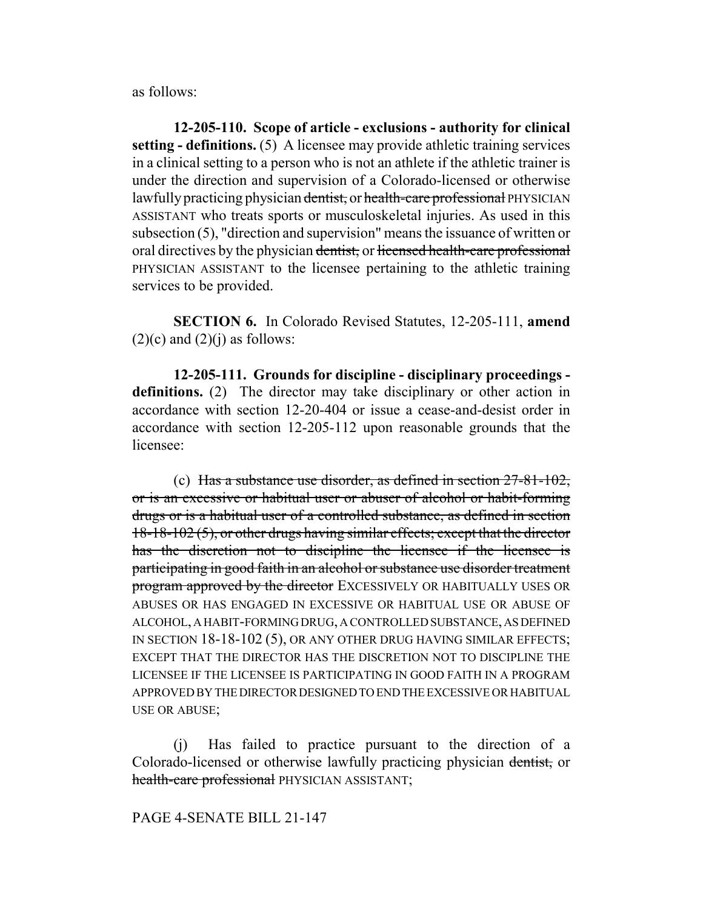as follows:

**12-205-110. Scope of article - exclusions - authority for clinical setting - definitions.** (5) A licensee may provide athletic training services in a clinical setting to a person who is not an athlete if the athletic trainer is under the direction and supervision of a Colorado-licensed or otherwise lawfully practicing physician ~~dentist,~~ or ~~health-care professional~~ PHYSICIAN ASSISTANT who treats sports or musculoskeletal injuries. As used in this subsection (5), "direction and supervision" means the issuance of written or oral directives by the physician ~~dentist,~~ or ~~licensed health-care professional~~ PHYSICIAN ASSISTANT to the licensee pertaining to the athletic training services to be provided.

**SECTION 6.** In Colorado Revised Statutes, 12-205-111, **amend** (2)(c) and (2)(j) as follows:

**12-205-111. Grounds for discipline - disciplinary proceedings - definitions.** (2) The director may take disciplinary or other action in accordance with section 12-20-404 or issue a cease-and-desist order in accordance with section 12-205-112 upon reasonable grounds that the licensee:

(c) ~~Has a substance use disorder, as defined in section 27-81-102, or is an excessive or habitual user or abuser of alcohol or habit-forming drugs or is a habitual user of a controlled substance, as defined in section 18-18-102 (5), or other drugs having similar effects; except that the director has the discretion not to discipline the licensee if the licensee is participating in good faith in an alcohol or substance use disorder treatment program approved by the director~~ EXCESSIVELY OR HABITUALLY USES OR ABUSES OR HAS ENGAGED IN EXCESSIVE OR HABITUAL USE OR ABUSE OF ALCOHOL, A HABIT-FORMING DRUG, A CONTROLLED SUBSTANCE, AS DEFINED IN SECTION 18-18-102 (5), OR ANY OTHER DRUG HAVING SIMILAR EFFECTS; EXCEPT THAT THE DIRECTOR HAS THE DISCRETION NOT TO DISCIPLINE THE LICENSEE IF THE LICENSEE IS PARTICIPATING IN GOOD FAITH IN A PROGRAM APPROVED BY THE DIRECTOR DESIGNED TO END THE EXCESSIVE OR HABITUAL USE OR ABUSE;

(j) Has failed to practice pursuant to the direction of a Colorado-licensed or otherwise lawfully practicing physician ~~dentist,~~ or ~~health-care professional~~ PHYSICIAN ASSISTANT;

PAGE 4-SENATE BILL 21-147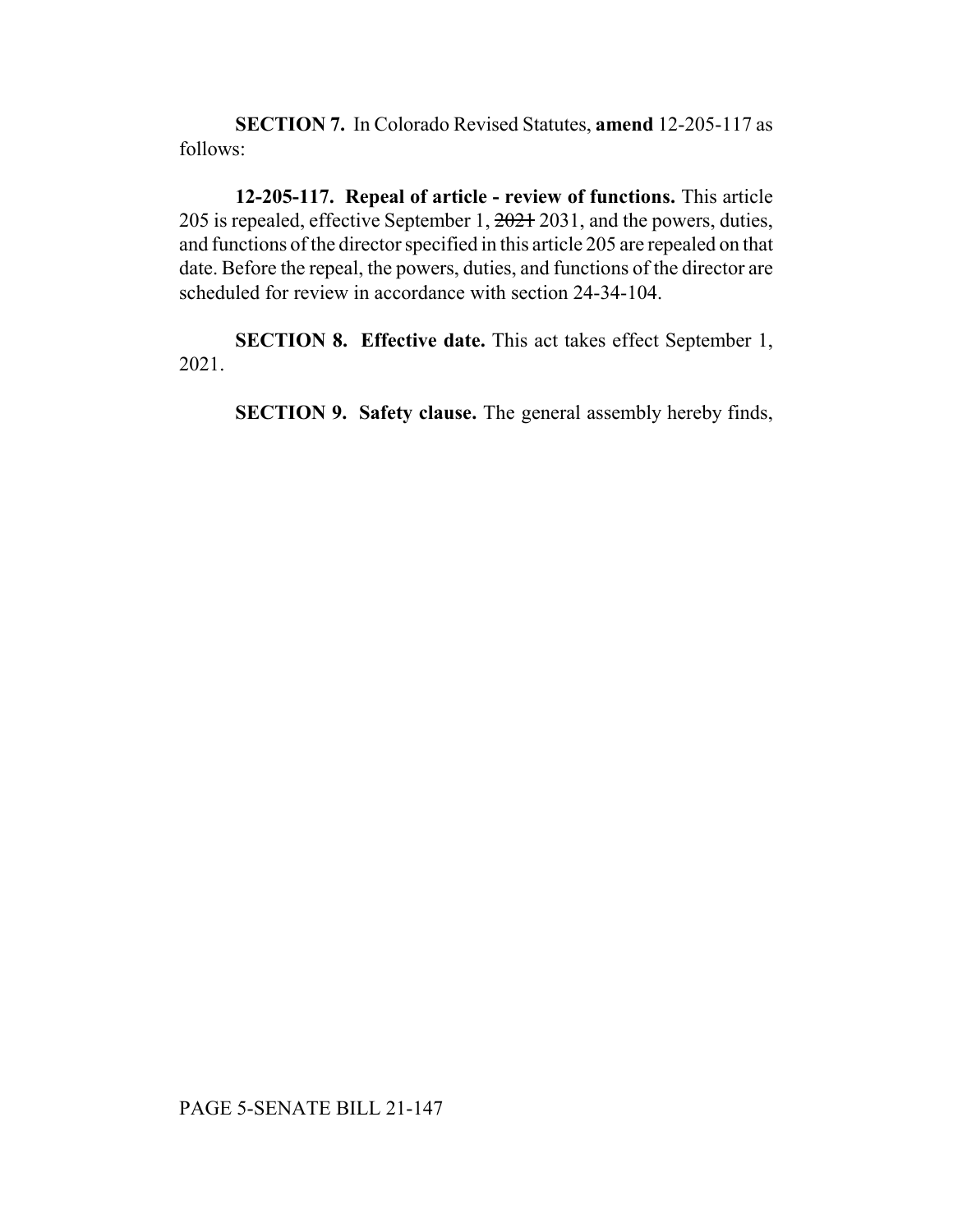**SECTION 7.** In Colorado Revised Statutes, **amend** 12-205-117 as follows:

**12-205-117. Repeal of article - review of functions.** This article 205 is repealed, effective September 1, ~~2021~~ 2031, and the powers, duties, and functions of the director specified in this article 205 are repealed on that date. Before the repeal, the powers, duties, and functions of the director are scheduled for review in accordance with section 24-34-104.

**SECTION 8. Effective date.** This act takes effect September 1, 2021.

**SECTION 9. Safety clause.** The general assembly hereby finds,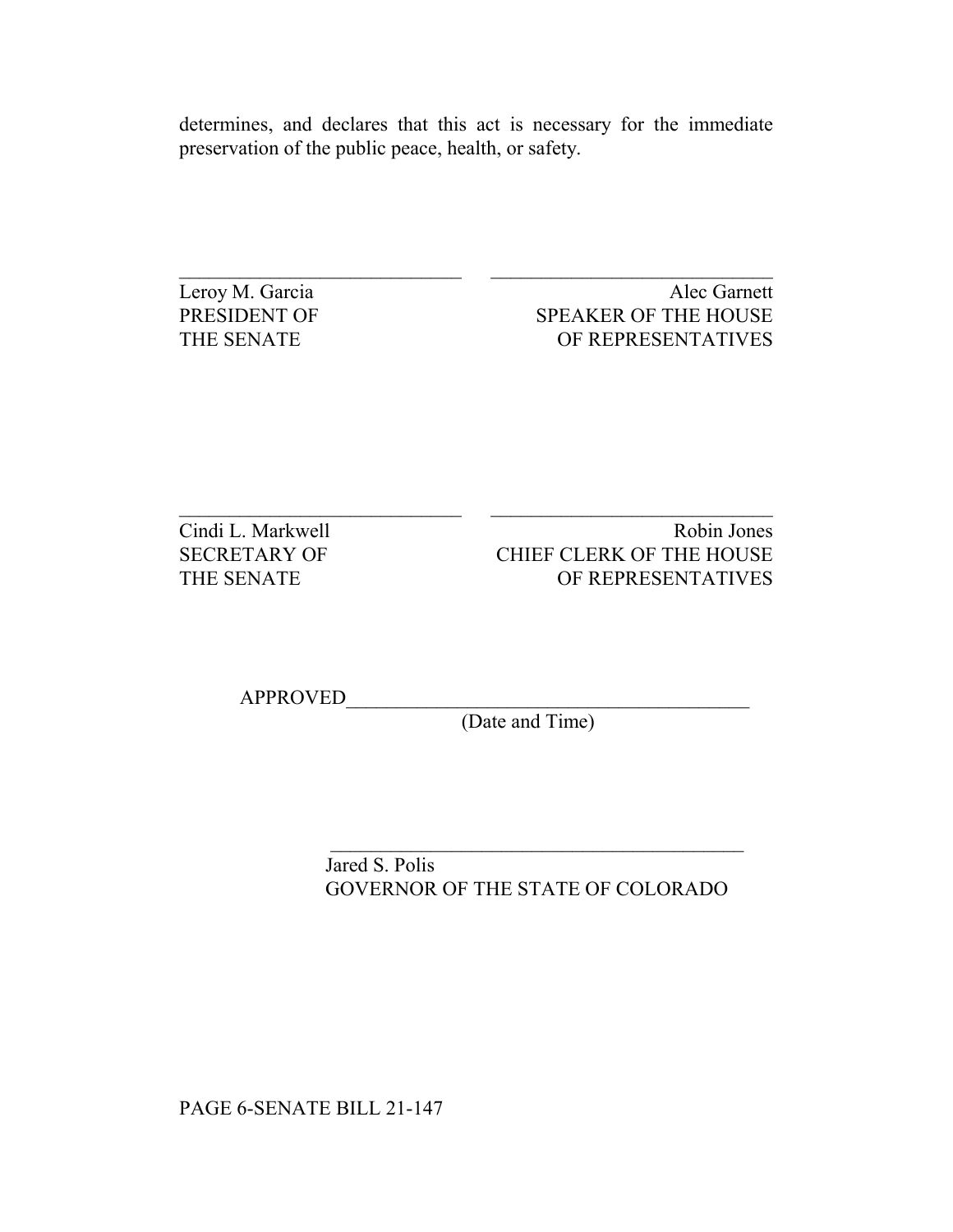determines, and declares that this act is necessary for the immediate preservation of the public peace, health, or safety.

| | |
|---|---|
| \_\_\_\_\_\_\_\_\_\_\_\_\_\_\_\_\_\_\_\_\_\_\_\_\_\_\_\_ | \_\_\_\_\_\_\_\_\_\_\_\_\_\_\_\_\_\_\_\_\_\_\_\_\_\_\_\_ |
| Leroy M. Garcia | Alec Garnett |
| PRESIDENT OF | SPEAKER OF THE HOUSE |
| THE SENATE | OF REPRESENTATIVES |

| | |
|---|---|
| \_\_\_\_\_\_\_\_\_\_\_\_\_\_\_\_\_\_\_\_\_\_\_\_\_\_\_\_ | \_\_\_\_\_\_\_\_\_\_\_\_\_\_\_\_\_\_\_\_\_\_\_\_\_\_\_\_ |
| Cindi L. Markwell | Robin Jones |
| SECRETARY OF | CHIEF CLERK OF THE HOUSE |
| THE SENATE | OF REPRESENTATIVES |

APPROVED________________________________________
(Date and Time)

_________________________________________
Jared S. Polis
GOVERNOR OF THE STATE OF COLORADO

PAGE 6-SENATE BILL 21-147